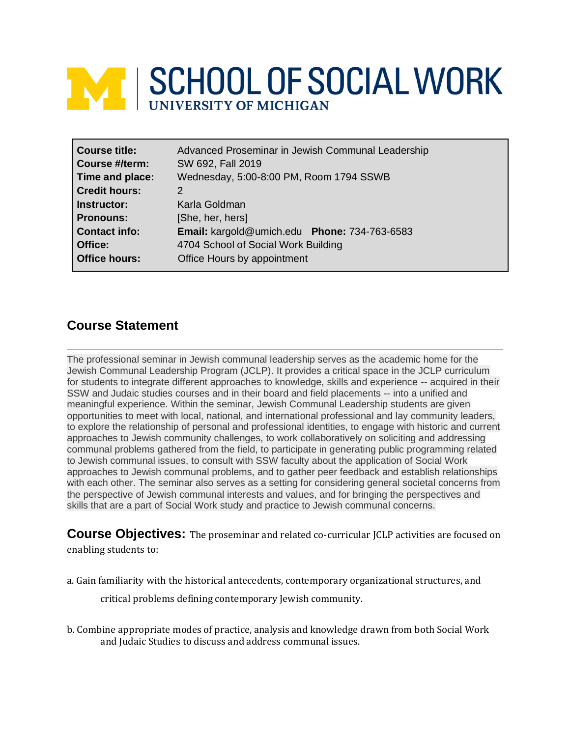# SCHOOL OF SOCIAL WORK
**UNIVERSITY OF MICHIGAN**

| | |
|---|---|
| **Course title:** | Advanced Proseminar in Jewish Communal Leadership |
| **Course #/term:** | SW 692, Fall 2019 |
| **Time and place:** | Wednesday, 5:00-8:00 PM, Room 1794 SSWB |
| **Credit hours:** | 2 |
| **Instructor:** | Karla Goldman |
| **Pronouns:** | [She, her, hers] |
| **Contact info:** | **Email:** kargold@umich.edu **Phone:** 734-763-6583 |
| **Office:** | 4704 School of Social Work Building |
| **Office hours:** | Office Hours by appointment |

## Course Statement

The professional seminar in Jewish communal leadership serves as the academic home for the Jewish Communal Leadership Program (JCLP). It provides a critical space in the JCLP curriculum for students to integrate different approaches to knowledge, skills and experience -- acquired in their SSW and Judaic studies courses and in their board and field placements -- into a unified and meaningful experience. Within the seminar, Jewish Communal Leadership students are given opportunities to meet with local, national, and international professional and lay community leaders, to explore the relationship of personal and professional identities, to engage with historic and current approaches to Jewish community challenges, to work collaboratively on soliciting and addressing communal problems gathered from the field, to participate in generating public programming related to Jewish communal issues, to consult with SSW faculty about the application of Social Work approaches to Jewish communal problems, and to gather peer feedback and establish relationships with each other. The seminar also serves as a setting for considering general societal concerns from the perspective of Jewish communal interests and values, and for bringing the perspectives and skills that are a part of Social Work study and practice to Jewish communal concerns.

**Course Objectives:** The proseminar and related co-curricular JCLP activities are focused on enabling students to:

a. Gain familiarity with the historical antecedents, contemporary organizational structures, and critical problems defining contemporary Jewish community.

b. Combine appropriate modes of practice, analysis and knowledge drawn from both Social Work and Judaic Studies to discuss and address communal issues.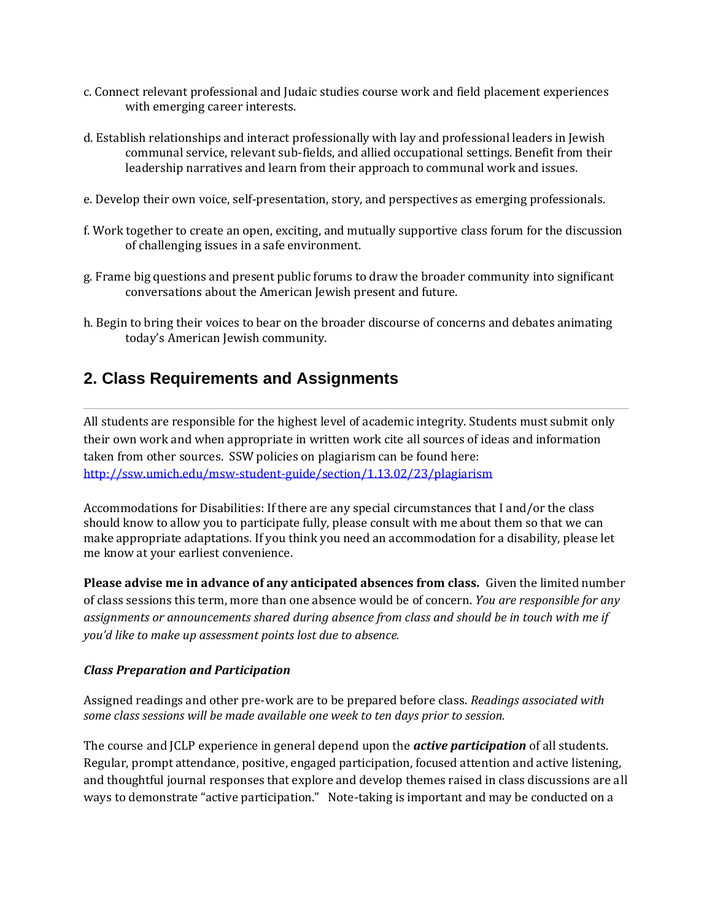c. Connect relevant professional and Judaic studies course work and field placement experiences with emerging career interests.

d. Establish relationships and interact professionally with lay and professional leaders in Jewish communal service, relevant sub-fields, and allied occupational settings. Benefit from their leadership narratives and learn from their approach to communal work and issues.

e. Develop their own voice, self-presentation, story, and perspectives as emerging professionals.

f. Work together to create an open, exciting, and mutually supportive class forum for the discussion of challenging issues in a safe environment.

g. Frame big questions and present public forums to draw the broader community into significant conversations about the American Jewish present and future.

h. Begin to bring their voices to bear on the broader discourse of concerns and debates animating today's American Jewish community.

## 2. Class Requirements and Assignments

---

All students are responsible for the highest level of academic integrity. Students must submit only their own work and when appropriate in written work cite all sources of ideas and information taken from other sources. SSW policies on plagiarism can be found here: [http://ssw.umich.edu/msw-student-guide/section/1.13.02/23/plagiarism](http://ssw.umich.edu/msw-student-guide/section/1.13.02/23/plagiarism)

Accommodations for Disabilities: If there are any special circumstances that I and/or the class should know to allow you to participate fully, please consult with me about them so that we can make appropriate adaptations. If you think you need an accommodation for a disability, please let me know at your earliest convenience.

**Please advise me in advance of any anticipated absences from class.** Given the limited number of class sessions this term, more than one absence would be of concern. *You are responsible for any assignments or announcements shared during absence from class and should be in touch with me if you'd like to make up assessment points lost due to absence.*

### *Class Preparation and Participation*

Assigned readings and other pre-work are to be prepared before class. *Readings associated with some class sessions will be made available one week to ten days prior to session.*

The course and JCLP experience in general depend upon the ***active participation*** of all students. Regular, prompt attendance, positive, engaged participation, focused attention and active listening, and thoughtful journal responses that explore and develop themes raised in class discussions are all ways to demonstrate "active participation." Note-taking is important and may be conducted on a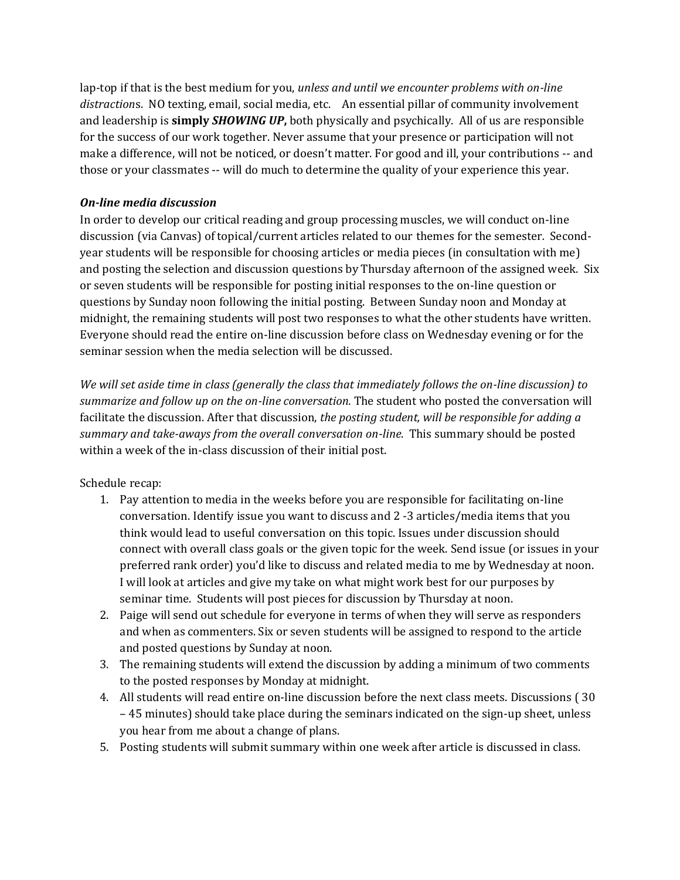lap-top if that is the best medium for you, *unless and until we encounter problems with on-line distraction*s. NO texting, email, social media, etc. An essential pillar of community involvement and leadership is **simply *SHOWING UP*,** both physically and psychically. All of us are responsible for the success of our work together. Never assume that your presence or participation will not make a difference, will not be noticed, or doesn't matter. For good and ill, your contributions -- and those or your classmates -- will do much to determine the quality of your experience this year.

***On-line media discussion***

In order to develop our critical reading and group processing muscles, we will conduct on-line discussion (via Canvas) of topical/current articles related to our themes for the semester. Second-year students will be responsible for choosing articles or media pieces (in consultation with me) and posting the selection and discussion questions by Thursday afternoon of the assigned week. Six or seven students will be responsible for posting initial responses to the on-line question or questions by Sunday noon following the initial posting. Between Sunday noon and Monday at midnight, the remaining students will post two responses to what the other students have written. Everyone should read the entire on-line discussion before class on Wednesday evening or for the seminar session when the media selection will be discussed.

*We will set aside time in class (generally the class that immediately follows the on-line discussion) to summarize and follow up on the on-line conversation.* The student who posted the conversation will facilitate the discussion. After that discussion, *the posting student, will be responsible for adding a summary and take-aways from the overall conversation on-line.* This summary should be posted within a week of the in-class discussion of their initial post.

Schedule recap:

1. Pay attention to media in the weeks before you are responsible for facilitating on-line conversation. Identify issue you want to discuss and 2 -3 articles/media items that you think would lead to useful conversation on this topic. Issues under discussion should connect with overall class goals or the given topic for the week. Send issue (or issues in your preferred rank order) you'd like to discuss and related media to me by Wednesday at noon. I will look at articles and give my take on what might work best for our purposes by seminar time. Students will post pieces for discussion by Thursday at noon.
2. Paige will send out schedule for everyone in terms of when they will serve as responders and when as commenters. Six or seven students will be assigned to respond to the article and posted questions by Sunday at noon.
3. The remaining students will extend the discussion by adding a minimum of two comments to the posted responses by Monday at midnight.
4. All students will read entire on-line discussion before the next class meets. Discussions ( 30 – 45 minutes) should take place during the seminars indicated on the sign-up sheet, unless you hear from me about a change of plans.
5. Posting students will submit summary within one week after article is discussed in class.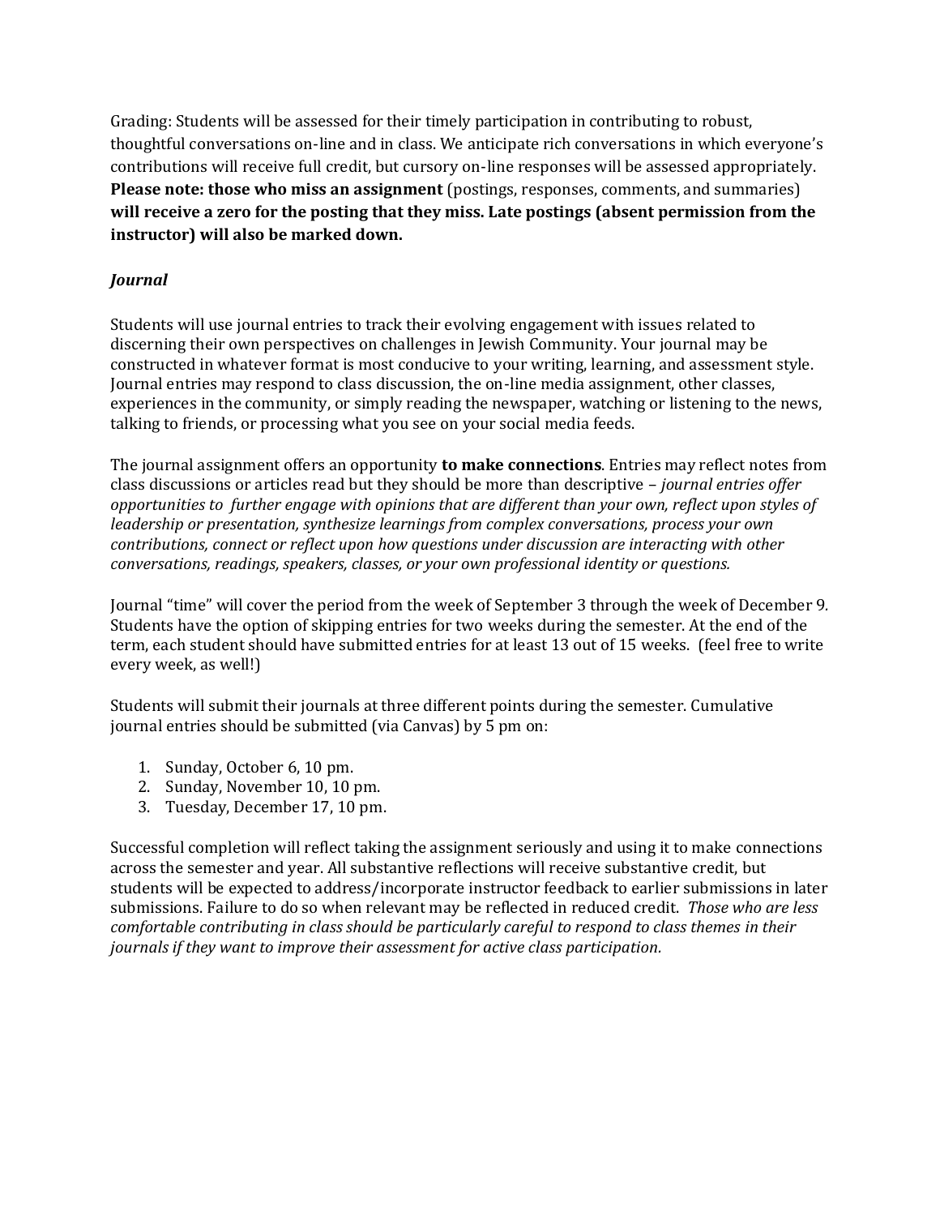Grading: Students will be assessed for their timely participation in contributing to robust, thoughtful conversations on-line and in class. We anticipate rich conversations in which everyone's contributions will receive full credit, but cursory on-line responses will be assessed appropriately. **Please note: those who miss an assignment** (postings, responses, comments, and summaries) **will receive a zero for the posting that they miss. Late postings (absent permission from the instructor) will also be marked down.**

### *Journal*

Students will use journal entries to track their evolving engagement with issues related to discerning their own perspectives on challenges in Jewish Community. Your journal may be constructed in whatever format is most conducive to your writing, learning, and assessment style. Journal entries may respond to class discussion, the on-line media assignment, other classes, experiences in the community, or simply reading the newspaper, watching or listening to the news, talking to friends, or processing what you see on your social media feeds.

The journal assignment offers an opportunity **to make connections**. Entries may reflect notes from class discussions or articles read but they should be more than descriptive – *journal entries offer opportunities to further engage with opinions that are different than your own, reflect upon styles of leadership or presentation, synthesize learnings from complex conversations, process your own contributions, connect or reflect upon how questions under discussion are interacting with other conversations, readings, speakers, classes, or your own professional identity or questions.*

Journal "time" will cover the period from the week of September 3 through the week of December 9. Students have the option of skipping entries for two weeks during the semester. At the end of the term, each student should have submitted entries for at least 13 out of 15 weeks. (feel free to write every week, as well!)

Students will submit their journals at three different points during the semester. Cumulative journal entries should be submitted (via Canvas) by 5 pm on:

1. Sunday, October 6, 10 pm.
2. Sunday, November 10, 10 pm.
3. Tuesday, December 17, 10 pm.

Successful completion will reflect taking the assignment seriously and using it to make connections across the semester and year. All substantive reflections will receive substantive credit, but students will be expected to address/incorporate instructor feedback to earlier submissions in later submissions. Failure to do so when relevant may be reflected in reduced credit. *Those who are less comfortable contributing in class should be particularly careful to respond to class themes in their journals if they want to improve their assessment for active class participation.*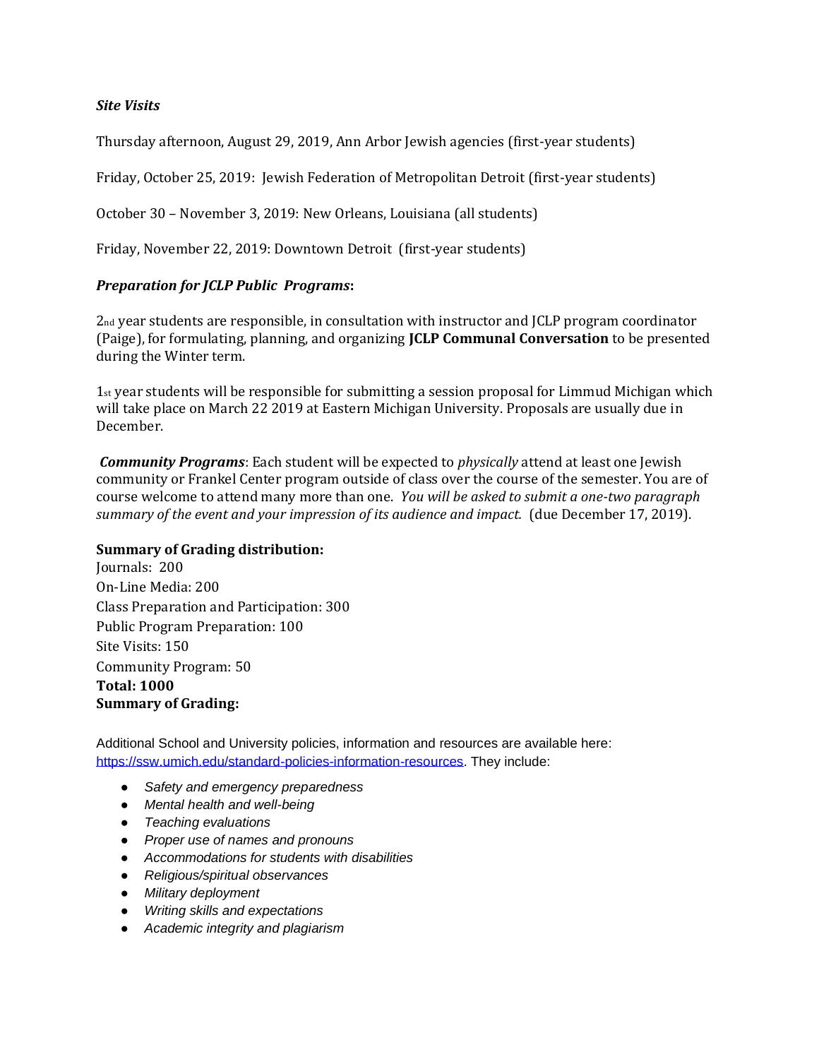***Site Visits***

Thursday afternoon, August 29, 2019, Ann Arbor Jewish agencies (first-year students)

Friday, October 25, 2019: Jewish Federation of Metropolitan Detroit (first-year students)

October 30 – November 3, 2019: New Orleans, Louisiana (all students)

Friday, November 22, 2019: Downtown Detroit (first-year students)

***Preparation for JCLP Public Programs*:**

2nd year students are responsible, in consultation with instructor and JCLP program coordinator (Paige), for formulating, planning, and organizing **JCLP Communal Conversation** to be presented during the Winter term.

1st year students will be responsible for submitting a session proposal for Limmud Michigan which will take place on March 22 2019 at Eastern Michigan University. Proposals are usually due in December.

***Community Programs***: Each student will be expected to *physically* attend at least one Jewish community or Frankel Center program outside of class over the course of the semester. You are of course welcome to attend many more than one. *You will be asked to submit a one-two paragraph summary of the event and your impression of its audience and impact.* (due December 17, 2019).

**Summary of Grading distribution:**
Journals: 200
On-Line Media: 200
Class Preparation and Participation: 300
Public Program Preparation: 100
Site Visits: 150
Community Program: 50
**Total: 1000**
**Summary of Grading:**

Additional School and University policies, information and resources are available here: https://ssw.umich.edu/standard-policies-information-resources. They include:

- *Safety and emergency preparedness*
- *Mental health and well-being*
- *Teaching evaluations*
- *Proper use of names and pronouns*
- *Accommodations for students with disabilities*
- *Religious/spiritual observances*
- *Military deployment*
- *Writing skills and expectations*
- *Academic integrity and plagiarism*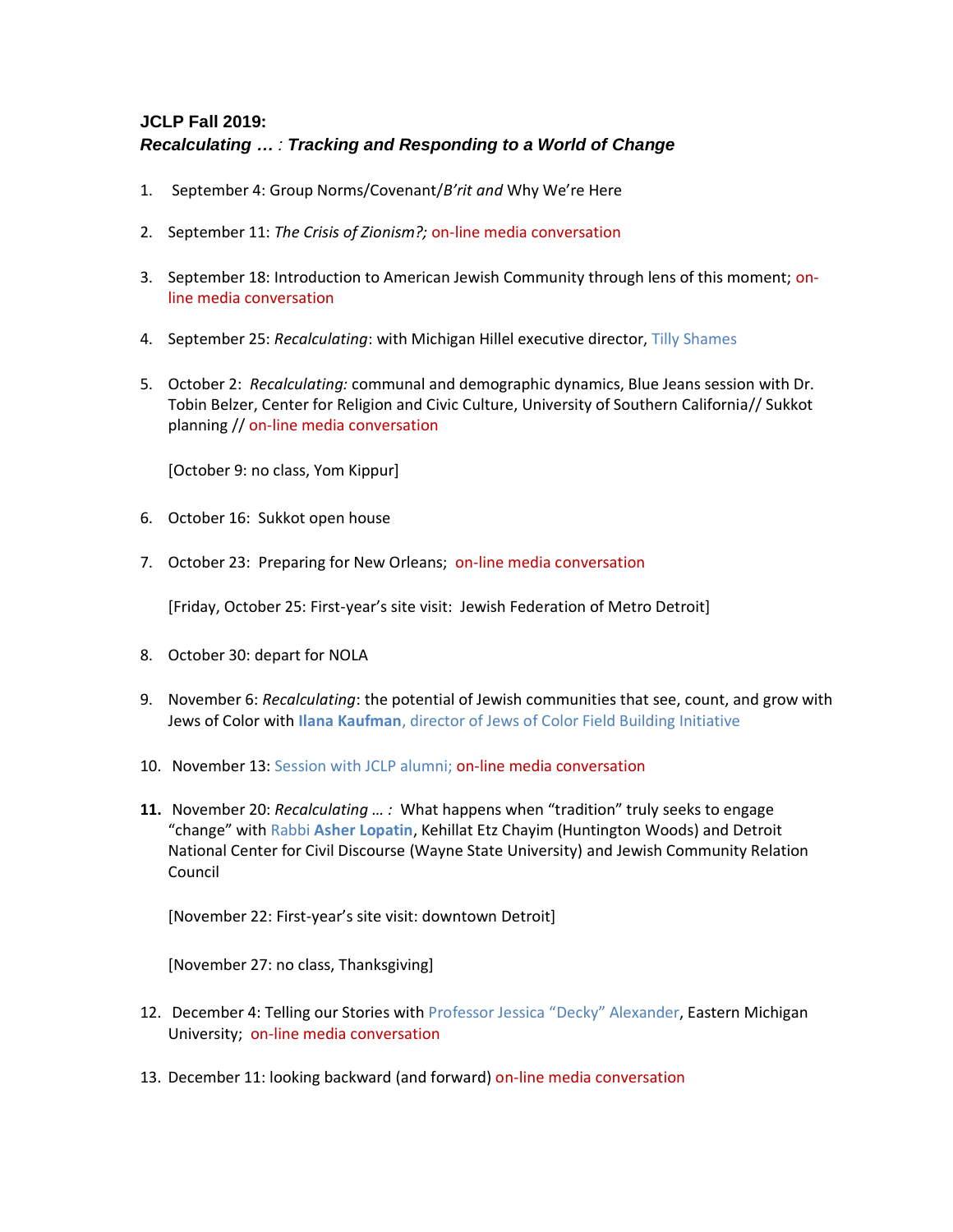**JCLP Fall 2019:**
***Recalculating … : Tracking and Responding to a World of Change***

1. September 4: Group Norms/Covenant/*B'rit and* Why We're Here

2. September 11: *The Crisis of Zionism?;* on-line media conversation

3. September 18: Introduction to American Jewish Community through lens of this moment; on-line media conversation

4. September 25: *Recalculating*: with Michigan Hillel executive director, Tilly Shames

5. October 2: *Recalculating:* communal and demographic dynamics, Blue Jeans session with Dr. Tobin Belzer, Center for Religion and Civic Culture, University of Southern California// Sukkot planning // on-line media conversation

   [October 9: no class, Yom Kippur]

6. October 16: Sukkot open house

7. October 23: Preparing for New Orleans; on-line media conversation

   [Friday, October 25: First-year's site visit: Jewish Federation of Metro Detroit]

8. October 30: depart for NOLA

9. November 6: *Recalculating*: the potential of Jewish communities that see, count, and grow with Jews of Color with **Ilana Kaufman**, director of Jews of Color Field Building Initiative

10. November 13: Session with JCLP alumni; on-line media conversation

11. November 20: *Recalculating … :* What happens when "tradition" truly seeks to engage "change" with Rabbi **Asher Lopatin**, Kehillat Etz Chayim (Huntington Woods) and Detroit National Center for Civil Discourse (Wayne State University) and Jewish Community Relation Council

    [November 22: First-year's site visit: downtown Detroit]

    [November 27: no class, Thanksgiving]

12. December 4: Telling our Stories with Professor Jessica "Decky" Alexander, Eastern Michigan University; on-line media conversation

13. December 11: looking backward (and forward) on-line media conversation